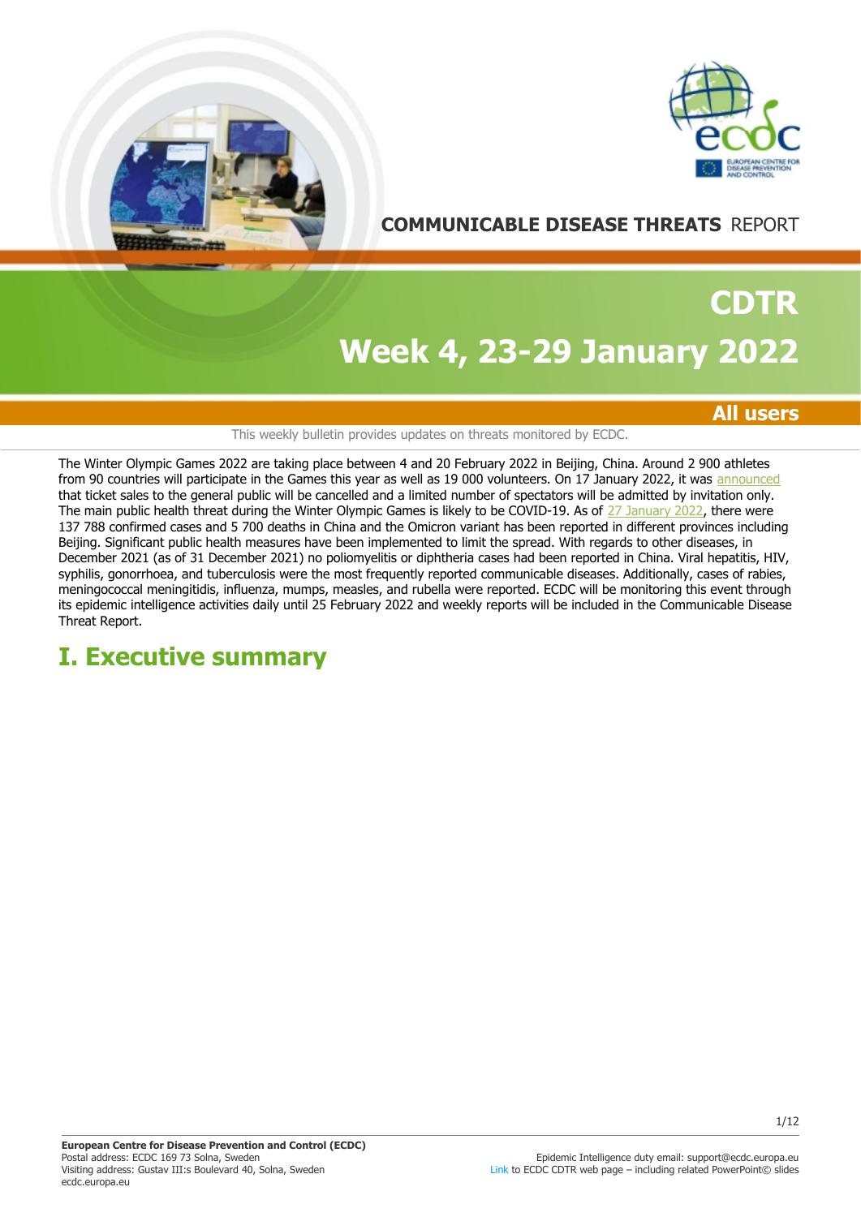COMMUNICABLE DISEASE THREATS REPORT

# CDTR

# Week 4, 23-29 January 2022

**All users**

This weekly bulletin provides updates on threats monitored by ECDC.

The Winter Olympic Games 2022 are taking place between 4 and 20 February 2022 in Beijing, China. Around 2 900 athletes from 90 countries will participate in the Games this year as well as 19 000 volunteers. On 17 January 2022, it was announced that ticket sales to the general public will be cancelled and a limited number of spectators will be admitted by invitation only. The main public health threat during the Winter Olympic Games is likely to be COVID-19. As of 27 January 2022, there were 137 788 confirmed cases and 5 700 deaths in China and the Omicron variant has been reported in different provinces including Beijing. Significant public health measures have been implemented to limit the spread. With regards to other diseases, in December 2021 (as of 31 December 2021) no poliomyelitis or diphtheria cases had been reported in China. Viral hepatitis, HIV, syphilis, gonorrhoea, and tuberculosis were the most frequently reported communicable diseases. Additionally, cases of rabies, meningococcal meningitidis, influenza, mumps, measles, and rubella were reported. ECDC will be monitoring this event through its epidemic intelligence activities daily until 25 February 2022 and weekly reports will be included in the Communicable Disease Threat Report.

## I. Executive summary

**European Centre for Disease Prevention and Control (ECDC)**
Postal address: ECDC 169 73 Solna, Sweden
Visiting address: Gustav III:s Boulevard 40, Solna, Sweden
ecdc.europa.eu

Epidemic Intelligence duty email: support@ecdc.europa.eu
Link to ECDC CDTR web page – including related PowerPoint© slides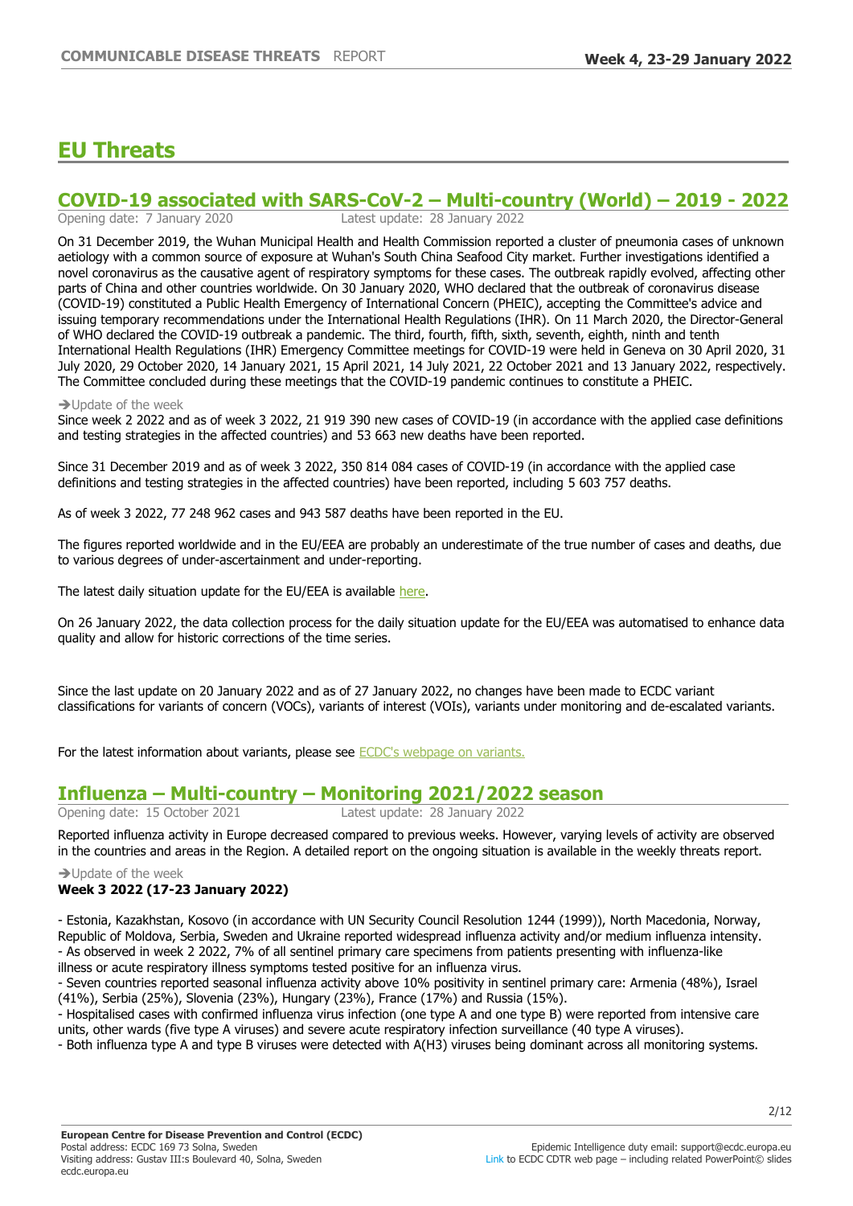# EU Threats

## COVID-19 associated with SARS-CoV-2 – Multi-country (World) – 2019 - 2022

Opening date: 7 January 2020 Latest update: 28 January 2022

On 31 December 2019, the Wuhan Municipal Health and Health Commission reported a cluster of pneumonia cases of unknown aetiology with a common source of exposure at Wuhan's South China Seafood City market. Further investigations identified a novel coronavirus as the causative agent of respiratory symptoms for these cases. The outbreak rapidly evolved, affecting other parts of China and other countries worldwide. On 30 January 2020, WHO declared that the outbreak of coronavirus disease (COVID-19) constituted a Public Health Emergency of International Concern (PHEIC), accepting the Committee's advice and issuing temporary recommendations under the International Health Regulations (IHR). On 11 March 2020, the Director-General of WHO declared the COVID-19 outbreak a pandemic. The third, fourth, fifth, sixth, seventh, eighth, ninth and tenth International Health Regulations (IHR) Emergency Committee meetings for COVID-19 were held in Geneva on 30 April 2020, 31 July 2020, 29 October 2020, 14 January 2021, 15 April 2021, 14 July 2021, 22 October 2021 and 13 January 2022, respectively. The Committee concluded during these meetings that the COVID-19 pandemic continues to constitute a PHEIC.

➔Update of the week

Since week 2 2022 and as of week 3 2022, 21 919 390 new cases of COVID-19 (in accordance with the applied case definitions and testing strategies in the affected countries) and 53 663 new deaths have been reported.

Since 31 December 2019 and as of week 3 2022, 350 814 084 cases of COVID-19 (in accordance with the applied case definitions and testing strategies in the affected countries) have been reported, including 5 603 757 deaths.

As of week 3 2022, 77 248 962 cases and 943 587 deaths have been reported in the EU.

The figures reported worldwide and in the EU/EEA are probably an underestimate of the true number of cases and deaths, due to various degrees of under-ascertainment and under-reporting.

The latest daily situation update for the EU/EEA is available here.

On 26 January 2022, the data collection process for the daily situation update for the EU/EEA was automatised to enhance data quality and allow for historic corrections of the time series.

Since the last update on 20 January 2022 and as of 27 January 2022, no changes have been made to ECDC variant classifications for variants of concern (VOCs), variants of interest (VOIs), variants under monitoring and de-escalated variants.

For the latest information about variants, please see ECDC's webpage on variants.

## Influenza – Multi-country – Monitoring 2021/2022 season

Opening date: 15 October 2021 Latest update: 28 January 2022

Reported influenza activity in Europe decreased compared to previous weeks. However, varying levels of activity are observed in the countries and areas in the Region. A detailed report on the ongoing situation is available in the weekly threats report.

➔Update of the week

**Week 3 2022 (17-23 January 2022)**

- Estonia, Kazakhstan, Kosovo (in accordance with UN Security Council Resolution 1244 (1999)), North Macedonia, Norway, Republic of Moldova, Serbia, Sweden and Ukraine reported widespread influenza activity and/or medium influenza intensity.
- As observed in week 2 2022, 7% of all sentinel primary care specimens from patients presenting with influenza-like illness or acute respiratory illness symptoms tested positive for an influenza virus.
- Seven countries reported seasonal influenza activity above 10% positivity in sentinel primary care: Armenia (48%), Israel (41%), Serbia (25%), Slovenia (23%), Hungary (23%), France (17%) and Russia (15%).
- Hospitalised cases with confirmed influenza virus infection (one type A and one type B) were reported from intensive care units, other wards (five type A viruses) and severe acute respiratory infection surveillance (40 type A viruses).
- Both influenza type A and type B viruses were detected with A(H3) viruses being dominant across all monitoring systems.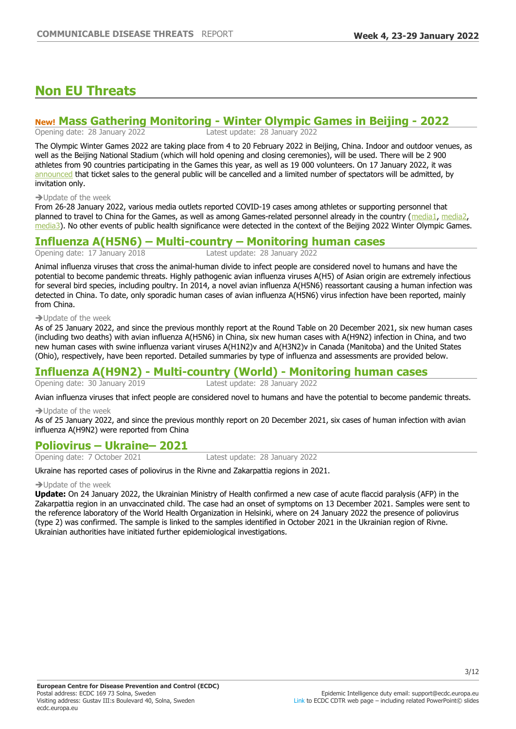# Non EU Threats

## New! Mass Gathering Monitoring - Winter Olympic Games in Beijing - 2022

Opening date: 28 January 2022 Latest update: 28 January 2022

The Olympic Winter Games 2022 are taking place from 4 to 20 February 2022 in Beijing, China. Indoor and outdoor venues, as well as the Beijing National Stadium (which will hold opening and closing ceremonies), will be used. There will be 2 900 athletes from 90 countries participating in the Games this year, as well as 19 000 volunteers. On 17 January 2022, it was announced that ticket sales to the general public will be cancelled and a limited number of spectators will be admitted, by invitation only.

→Update of the week

From 26-28 January 2022, various media outlets reported COVID-19 cases among athletes or supporting personnel that planned to travel to China for the Games, as well as among Games-related personnel already in the country (media1, media2, media3). No other events of public health significance were detected in the context of the Beijing 2022 Winter Olympic Games.

## Influenza A(H5N6) – Multi-country – Monitoring human cases

Opening date: 17 January 2018 Latest update: 28 January 2022

Animal influenza viruses that cross the animal-human divide to infect people are considered novel to humans and have the potential to become pandemic threats. Highly pathogenic avian influenza viruses A(H5) of Asian origin are extremely infectious for several bird species, including poultry. In 2014, a novel avian influenza A(H5N6) reassortant causing a human infection was detected in China. To date, only sporadic human cases of avian influenza A(H5N6) virus infection have been reported, mainly from China.

→Update of the week

As of 25 January 2022, and since the previous monthly report at the Round Table on 20 December 2021, six new human cases (including two deaths) with avian influenza A(H5N6) in China, six new human cases with A(H9N2) infection in China, and two new human cases with swine influenza variant viruses A(H1N2)v and A(H3N2)v in Canada (Manitoba) and the United States (Ohio), respectively, have been reported. Detailed summaries by type of influenza and assessments are provided below.

## Influenza A(H9N2) - Multi-country (World) - Monitoring human cases

Opening date: 30 January 2019 Latest update: 28 January 2022

Avian influenza viruses that infect people are considered novel to humans and have the potential to become pandemic threats.

→Update of the week

As of 25 January 2022, and since the previous monthly report on 20 December 2021, six cases of human infection with avian influenza A(H9N2) were reported from China

## Poliovirus – Ukraine– 2021

Opening date: 7 October 2021 Latest update: 28 January 2022

Ukraine has reported cases of poliovirus in the Rivne and Zakarpattia regions in 2021.

→Update of the week

**Update:** On 24 January 2022, the Ukrainian Ministry of Health confirmed a new case of acute flaccid paralysis (AFP) in the Zakarpattia region in an unvaccinated child. The case had an onset of symptoms on 13 December 2021. Samples were sent to the reference laboratory of the World Health Organization in Helsinki, where on 24 January 2022 the presence of poliovirus (type 2) was confirmed. The sample is linked to the samples identified in October 2021 in the Ukrainian region of Rivne. Ukrainian authorities have initiated further epidemiological investigations.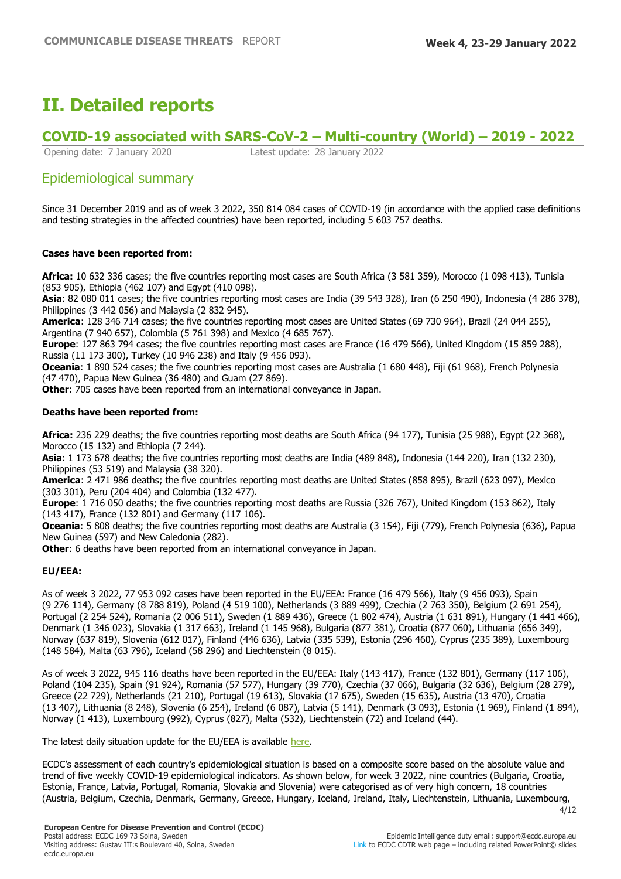# II. Detailed reports

## COVID-19 associated with SARS-CoV-2 – Multi-country (World) – 2019 - 2022

Opening date: 7 January 2020 Latest update: 28 January 2022

### Epidemiological summary

Since 31 December 2019 and as of week 3 2022, 350 814 084 cases of COVID-19 (in accordance with the applied case definitions and testing strategies in the affected countries) have been reported, including 5 603 757 deaths.

**Cases have been reported from:**

**Africa:** 10 632 336 cases; the five countries reporting most cases are South Africa (3 581 359), Morocco (1 098 413), Tunisia (853 905), Ethiopia (462 107) and Egypt (410 098).
**Asia**: 82 080 011 cases; the five countries reporting most cases are India (39 543 328), Iran (6 250 490), Indonesia (4 286 378), Philippines (3 442 056) and Malaysia (2 832 945).
**America**: 128 346 714 cases; the five countries reporting most cases are United States (69 730 964), Brazil (24 044 255), Argentina (7 940 657), Colombia (5 761 398) and Mexico (4 685 767).
**Europe**: 127 863 794 cases; the five countries reporting most cases are France (16 479 566), United Kingdom (15 859 288), Russia (11 173 300), Turkey (10 946 238) and Italy (9 456 093).
**Oceania**: 1 890 524 cases; the five countries reporting most cases are Australia (1 680 448), Fiji (61 968), French Polynesia (47 470), Papua New Guinea (36 480) and Guam (27 869).
**Other**: 705 cases have been reported from an international conveyance in Japan.

**Deaths have been reported from:**

**Africa:** 236 229 deaths; the five countries reporting most deaths are South Africa (94 177), Tunisia (25 988), Egypt (22 368), Morocco (15 132) and Ethiopia (7 244).
**Asia**: 1 173 678 deaths; the five countries reporting most deaths are India (489 848), Indonesia (144 220), Iran (132 230), Philippines (53 519) and Malaysia (38 320).
**America**: 2 471 986 deaths; the five countries reporting most deaths are United States (858 895), Brazil (623 097), Mexico (303 301), Peru (204 404) and Colombia (132 477).
**Europe**: 1 716 050 deaths; the five countries reporting most deaths are Russia (326 767), United Kingdom (153 862), Italy (143 417), France (132 801) and Germany (117 106).
**Oceania**: 5 808 deaths; the five countries reporting most deaths are Australia (3 154), Fiji (779), French Polynesia (636), Papua New Guinea (597) and New Caledonia (282).
**Other**: 6 deaths have been reported from an international conveyance in Japan.

**EU/EEA:**

As of week 3 2022, 77 953 092 cases have been reported in the EU/EEA: France (16 479 566), Italy (9 456 093), Spain (9 276 114), Germany (8 788 819), Poland (4 519 100), Netherlands (3 889 499), Czechia (2 763 350), Belgium (2 691 254), Portugal (2 254 524), Romania (2 006 511), Sweden (1 889 436), Greece (1 802 474), Austria (1 631 891), Hungary (1 441 466), Denmark (1 346 023), Slovakia (1 317 663), Ireland (1 145 968), Bulgaria (877 381), Croatia (877 060), Lithuania (656 349), Norway (637 819), Slovenia (612 017), Finland (446 636), Latvia (335 539), Estonia (296 460), Cyprus (235 389), Luxembourg (148 584), Malta (63 796), Iceland (58 296) and Liechtenstein (8 015).

As of week 3 2022, 945 116 deaths have been reported in the EU/EEA: Italy (143 417), France (132 801), Germany (117 106), Poland (104 235), Spain (91 924), Romania (57 577), Hungary (39 770), Czechia (37 066), Bulgaria (32 636), Belgium (28 279), Greece (22 729), Netherlands (21 210), Portugal (19 613), Slovakia (17 675), Sweden (15 635), Austria (13 470), Croatia (13 407), Lithuania (8 248), Slovenia (6 254), Ireland (6 087), Latvia (5 141), Denmark (3 093), Estonia (1 969), Finland (1 894), Norway (1 413), Luxembourg (992), Cyprus (827), Malta (532), Liechtenstein (72) and Iceland (44).

The latest daily situation update for the EU/EEA is available here.

ECDC's assessment of each country's epidemiological situation is based on a composite score based on the absolute value and trend of five weekly COVID-19 epidemiological indicators. As shown below, for week 3 2022, nine countries (Bulgaria, Croatia, Estonia, France, Latvia, Portugal, Romania, Slovakia and Slovenia) were categorised as of very high concern, 18 countries (Austria, Belgium, Czechia, Denmark, Germany, Greece, Hungary, Iceland, Ireland, Italy, Liechtenstein, Lithuania, Luxembourg,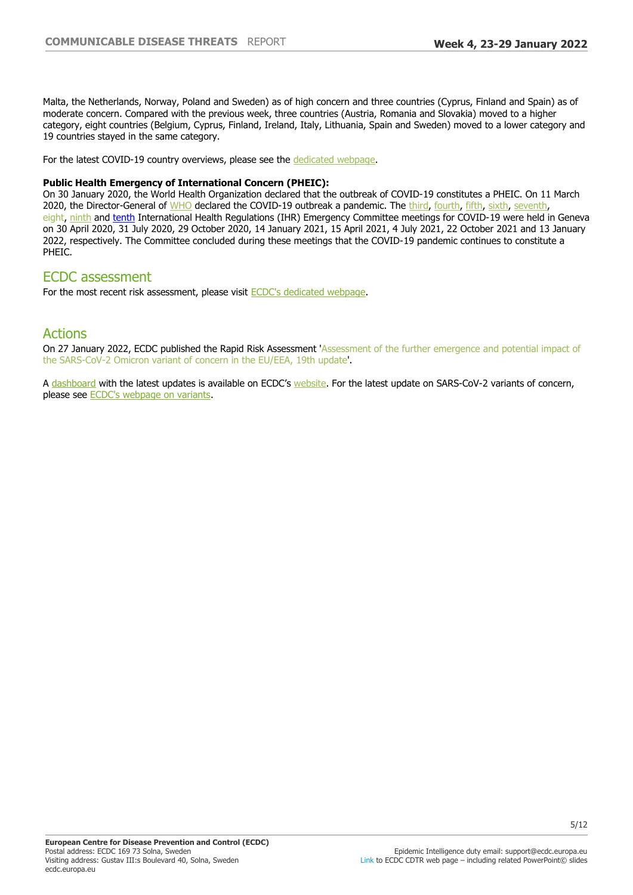Malta, the Netherlands, Norway, Poland and Sweden) as of high concern and three countries (Cyprus, Finland and Spain) as of moderate concern. Compared with the previous week, three countries (Austria, Romania and Slovakia) moved to a higher category, eight countries (Belgium, Cyprus, Finland, Ireland, Italy, Lithuania, Spain and Sweden) moved to a lower category and 19 countries stayed in the same category.

For the latest COVID-19 country overviews, please see the dedicated webpage.

**Public Health Emergency of International Concern (PHEIC):**
On 30 January 2020, the World Health Organization declared that the outbreak of COVID-19 constitutes a PHEIC. On 11 March 2020, the Director-General of WHO declared the COVID-19 outbreak a pandemic. The third, fourth, fifth, sixth, seventh, eight, ninth and tenth International Health Regulations (IHR) Emergency Committee meetings for COVID-19 were held in Geneva on 30 April 2020, 31 July 2020, 29 October 2020, 14 January 2021, 15 April 2021, 4 July 2021, 22 October 2021 and 13 January 2022, respectively. The Committee concluded during these meetings that the COVID-19 pandemic continues to constitute a PHEIC.

## ECDC assessment

For the most recent risk assessment, please visit ECDC's dedicated webpage.

## Actions

On 27 January 2022, ECDC published the Rapid Risk Assessment 'Assessment of the further emergence and potential impact of the SARS-CoV-2 Omicron variant of concern in the EU/EEA, 19th update'.

A dashboard with the latest updates is available on ECDC's website. For the latest update on SARS-CoV-2 variants of concern, please see ECDC's webpage on variants.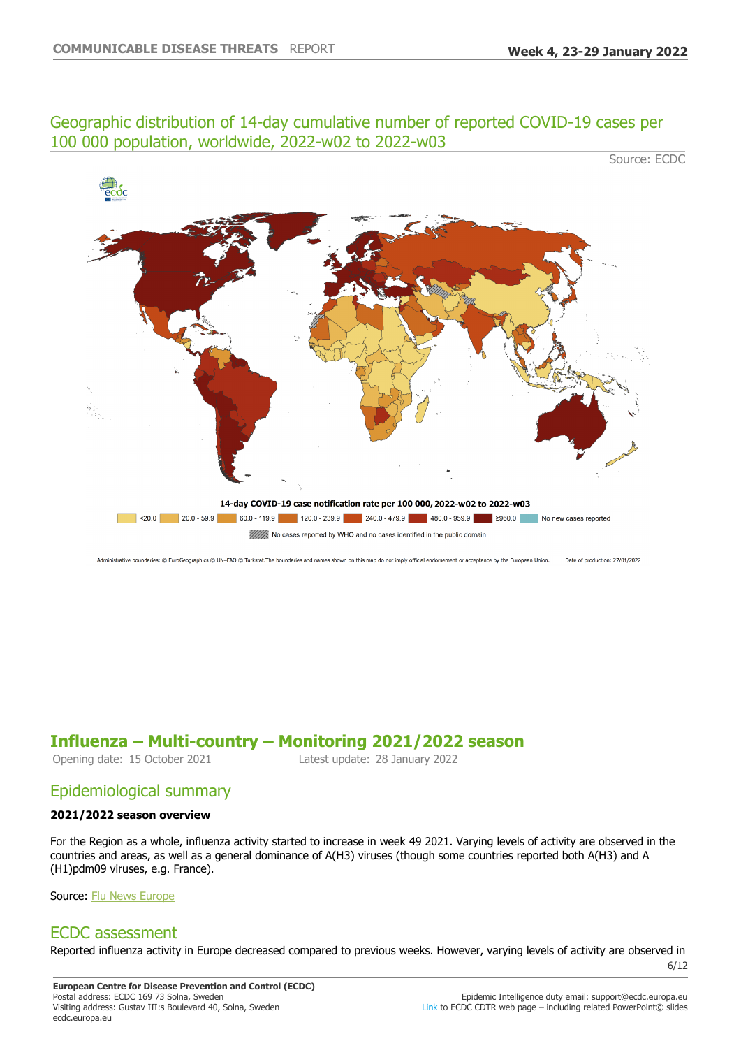## Geographic distribution of 14-day cumulative number of reported COVID-19 cases per 100 000 population, worldwide, 2022-w02 to 2022-w03

Source: ECDC

14-day COVID-19 case notification rate per 100 000, 2022-w02 to 2022-w03

<20.0 | 20.0 - 59.9 | 60.0 - 119.9 | 120.0 - 239.9 | 240.0 - 479.9 | 480.0 - 959.9 | ≥960.0 | No new cases reported

No cases reported by WHO and no cases identified in the public domain

Administrative boundaries: © EuroGeographics © UN–FAO © Turkstat. The boundaries and names shown on this map do not imply official endorsement or acceptance by the European Union. Date of production: 27/01/2022

## Influenza – Multi-country – Monitoring 2021/2022 season

Opening date: 15 October 2021 Latest update: 28 January 2022

### Epidemiological summary

**2021/2022 season overview**

For the Region as a whole, influenza activity started to increase in week 49 2021. Varying levels of activity are observed in the countries and areas, as well as a general dominance of A(H3) viruses (though some countries reported both A(H3) and A (H1)pdm09 viruses, e.g. France).

Source: Flu News Europe

### ECDC assessment

Reported influenza activity in Europe decreased compared to previous weeks. However, varying levels of activity are observed in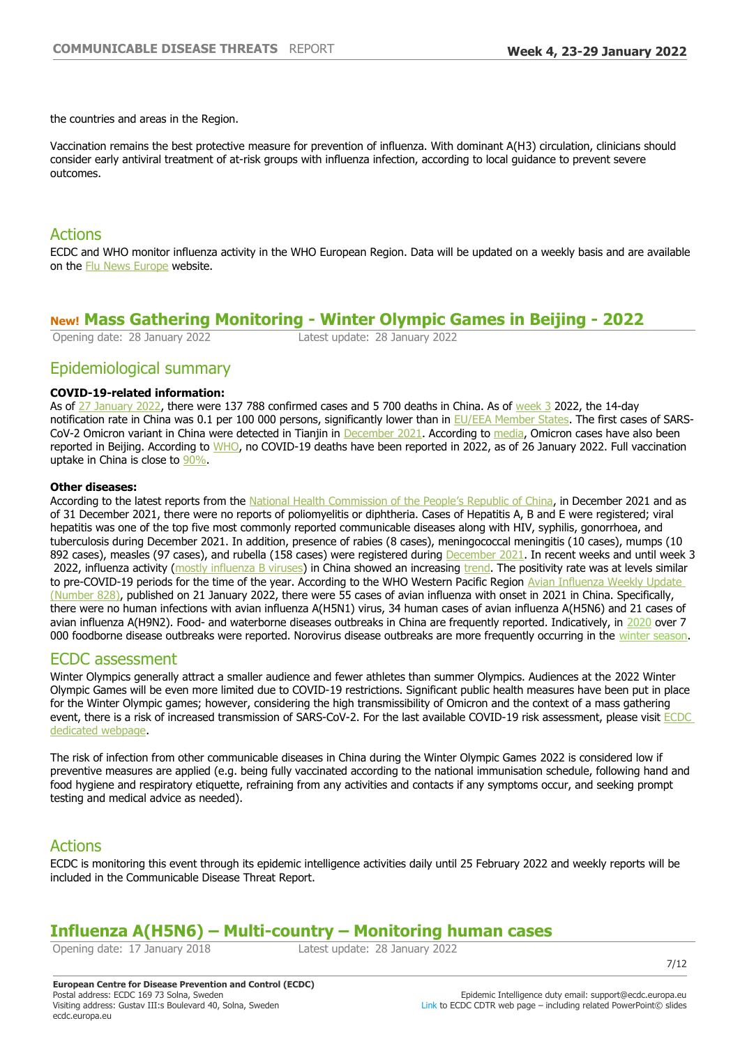the countries and areas in the Region.

Vaccination remains the best protective measure for prevention of influenza. With dominant A(H3) circulation, clinicians should consider early antiviral treatment of at-risk groups with influenza infection, according to local guidance to prevent severe outcomes.

## Actions

ECDC and WHO monitor influenza activity in the WHO European Region. Data will be updated on a weekly basis and are available on the Flu News Europe website.

# New! Mass Gathering Monitoring - Winter Olympic Games in Beijing - 2022

Opening date: 28 January 2022 Latest update: 28 January 2022

## Epidemiological summary

**COVID-19-related information:**

As of 27 January 2022, there were 137 788 confirmed cases and 5 700 deaths in China. As of week 3 2022, the 14-day notification rate in China was 0.1 per 100 000 persons, significantly lower than in EU/EEA Member States. The first cases of SARS-CoV-2 Omicron variant in China were detected in Tianjin in December 2021. According to media, Omicron cases have also been reported in Beijing. According to WHO, no COVID-19 deaths have been reported in 2022, as of 26 January 2022. Full vaccination uptake in China is close to 90%.

**Other diseases:**

According to the latest reports from the National Health Commission of the People's Republic of China, in December 2021 and as of 31 December 2021, there were no reports of poliomyelitis or diphtheria. Cases of Hepatitis A, B and E were registered; viral hepatitis was one of the top five most commonly reported communicable diseases along with HIV, syphilis, gonorrhoea, and tuberculosis during December 2021. In addition, presence of rabies (8 cases), meningococcal meningitis (10 cases), mumps (10 892 cases), measles (97 cases), and rubella (158 cases) were registered during December 2021. In recent weeks and until week 3 2022, influenza activity (mostly influenza B viruses) in China showed an increasing trend. The positivity rate was at levels similar to pre-COVID-19 periods for the time of the year. According to the WHO Western Pacific Region Avian Influenza Weekly Update (Number 828), published on 21 January 2022, there were 55 cases of avian influenza with onset in 2021 in China. Specifically, there were no human infections with avian influenza A(H5N1) virus, 34 human cases of avian influenza A(H5N6) and 21 cases of avian influenza A(H9N2). Food- and waterborne diseases outbreaks in China are frequently reported. Indicatively, in 2020 over 7 000 foodborne disease outbreaks were reported. Norovirus disease outbreaks are more frequently occurring in the winter season.

## ECDC assessment

Winter Olympics generally attract a smaller audience and fewer athletes than summer Olympics. Audiences at the 2022 Winter Olympic Games will be even more limited due to COVID-19 restrictions. Significant public health measures have been put in place for the Winter Olympic games; however, considering the high transmissibility of Omicron and the context of a mass gathering event, there is a risk of increased transmission of SARS-CoV-2. For the last available COVID-19 risk assessment, please visit ECDC dedicated webpage.

The risk of infection from other communicable diseases in China during the Winter Olympic Games 2022 is considered low if preventive measures are applied (e.g. being fully vaccinated according to the national immunisation schedule, following hand and food hygiene and respiratory etiquette, refraining from any activities and contacts if any symptoms occur, and seeking prompt testing and medical advice as needed).

## Actions

ECDC is monitoring this event through its epidemic intelligence activities daily until 25 February 2022 and weekly reports will be included in the Communicable Disease Threat Report.

# Influenza A(H5N6) – Multi-country – Monitoring human cases

Opening date: 17 January 2018 Latest update: 28 January 2022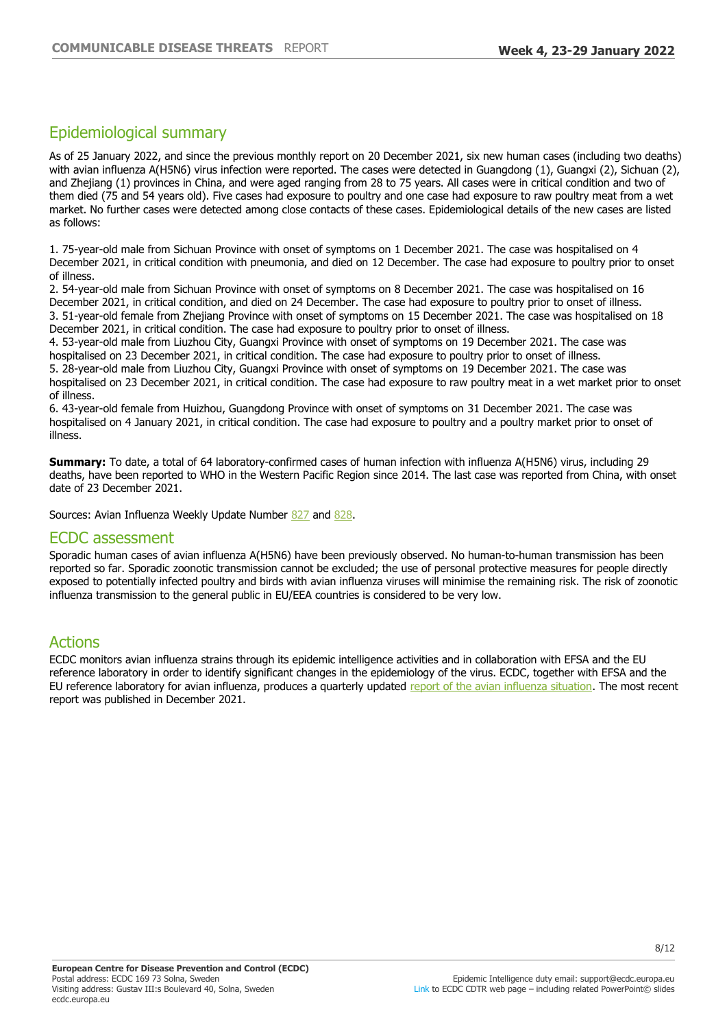## Epidemiological summary

As of 25 January 2022, and since the previous monthly report on 20 December 2021, six new human cases (including two deaths) with avian influenza A(H5N6) virus infection were reported. The cases were detected in Guangdong (1), Guangxi (2), Sichuan (2), and Zhejiang (1) provinces in China, and were aged ranging from 28 to 75 years. All cases were in critical condition and two of them died (75 and 54 years old). Five cases had exposure to poultry and one case had exposure to raw poultry meat from a wet market. No further cases were detected among close contacts of these cases. Epidemiological details of the new cases are listed as follows:

1. 75-year-old male from Sichuan Province with onset of symptoms on 1 December 2021. The case was hospitalised on 4 December 2021, in critical condition with pneumonia, and died on 12 December. The case had exposure to poultry prior to onset of illness.
2. 54-year-old male from Sichuan Province with onset of symptoms on 8 December 2021. The case was hospitalised on 16 December 2021, in critical condition, and died on 24 December. The case had exposure to poultry prior to onset of illness.
3. 51-year-old female from Zhejiang Province with onset of symptoms on 15 December 2021. The case was hospitalised on 18 December 2021, in critical condition. The case had exposure to poultry prior to onset of illness.
4. 53-year-old male from Liuzhou City, Guangxi Province with onset of symptoms on 19 December 2021. The case was hospitalised on 23 December 2021, in critical condition. The case had exposure to poultry prior to onset of illness.
5. 28-year-old male from Liuzhou City, Guangxi Province with onset of symptoms on 19 December 2021. The case was hospitalised on 23 December 2021, in critical condition. The case had exposure to raw poultry meat in a wet market prior to onset of illness.
6. 43-year-old female from Huizhou, Guangdong Province with onset of symptoms on 31 December 2021. The case was hospitalised on 4 January 2021, in critical condition. The case had exposure to poultry and a poultry market prior to onset of illness.

**Summary:** To date, a total of 64 laboratory-confirmed cases of human infection with influenza A(H5N6) virus, including 29 deaths, have been reported to WHO in the Western Pacific Region since 2014. The last case was reported from China, with onset date of 23 December 2021.

Sources: Avian Influenza Weekly Update Number 827 and 828.

## ECDC assessment

Sporadic human cases of avian influenza A(H5N6) have been previously observed. No human-to-human transmission has been reported so far. Sporadic zoonotic transmission cannot be excluded; the use of personal protective measures for people directly exposed to potentially infected poultry and birds with avian influenza viruses will minimise the remaining risk. The risk of zoonotic influenza transmission to the general public in EU/EEA countries is considered to be very low.

## Actions

ECDC monitors avian influenza strains through its epidemic intelligence activities and in collaboration with EFSA and the EU reference laboratory in order to identify significant changes in the epidemiology of the virus. ECDC, together with EFSA and the EU reference laboratory for avian influenza, produces a quarterly updated report of the avian influenza situation. The most recent report was published in December 2021.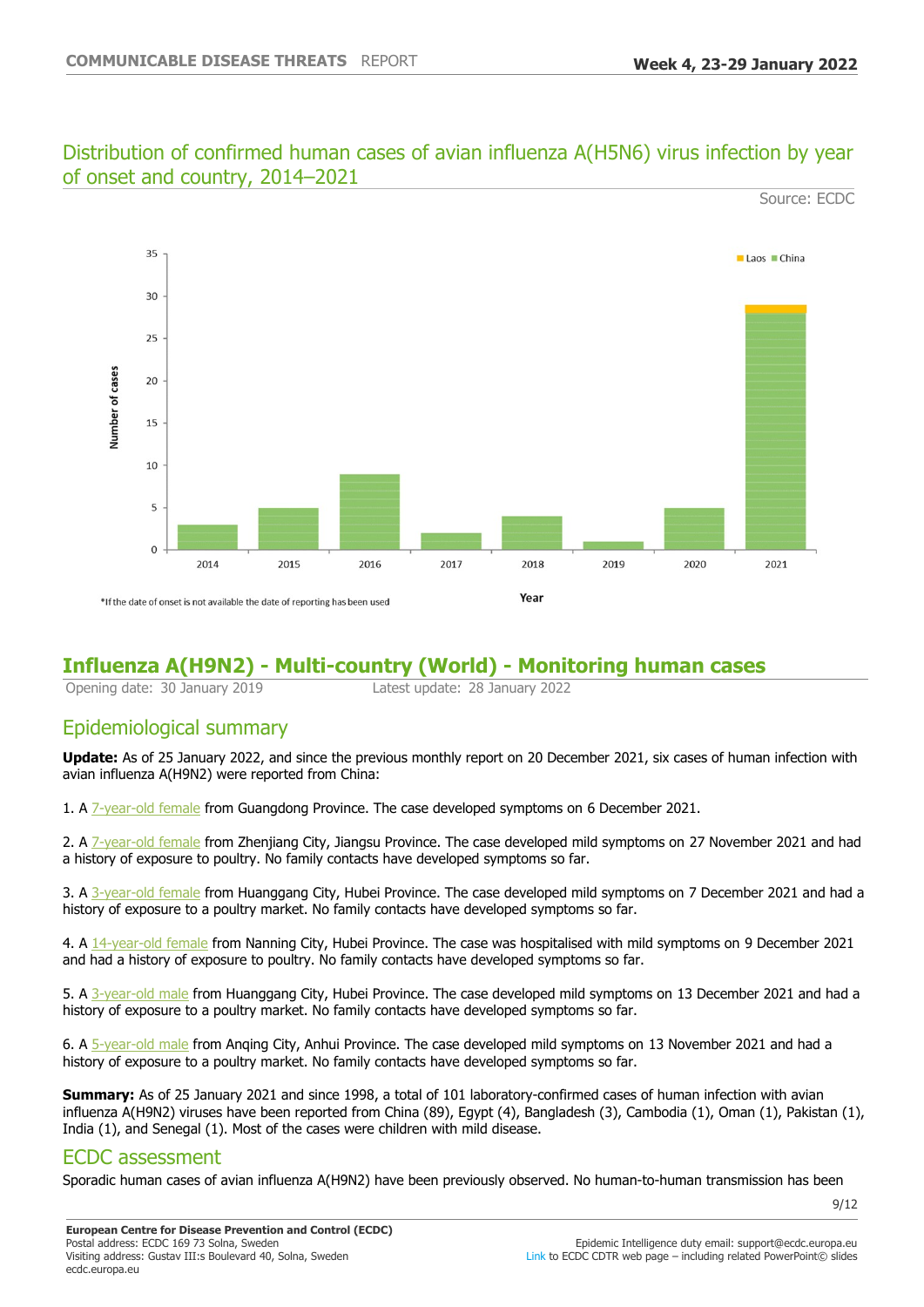## Distribution of confirmed human cases of avian influenza A(H5N6) virus infection by year of onset and country, 2014–2021

Source: ECDC

*If the date of onset is not available the date of reporting has been used

# Influenza A(H9N2) - Multi-country (World) - Monitoring human cases

Opening date: 30 January 2019 Latest update: 28 January 2022

## Epidemiological summary

**Update:** As of 25 January 2022, and since the previous monthly report on 20 December 2021, six cases of human infection with avian influenza A(H9N2) were reported from China:

1. A 7-year-old female from Guangdong Province. The case developed symptoms on 6 December 2021.

2. A 7-year-old female from Zhenjiang City, Jiangsu Province. The case developed mild symptoms on 27 November 2021 and had a history of exposure to poultry. No family contacts have developed symptoms so far.

3. A 3-year-old female from Huanggang City, Hubei Province. The case developed mild symptoms on 7 December 2021 and had a history of exposure to a poultry market. No family contacts have developed symptoms so far.

4. A 14-year-old female from Nanning City, Hubei Province. The case was hospitalised with mild symptoms on 9 December 2021 and had a history of exposure to poultry. No family contacts have developed symptoms so far.

5. A 3-year-old male from Huanggang City, Hubei Province. The case developed mild symptoms on 13 December 2021 and had a history of exposure to a poultry market. No family contacts have developed symptoms so far.

6. A 5-year-old male from Anqing City, Anhui Province. The case developed mild symptoms on 13 November 2021 and had a history of exposure to a poultry market. No family contacts have developed symptoms so far.

**Summary:** As of 25 January 2021 and since 1998, a total of 101 laboratory-confirmed cases of human infection with avian influenza A(H9N2) viruses have been reported from China (89), Egypt (4), Bangladesh (3), Cambodia (1), Oman (1), Pakistan (1), India (1), and Senegal (1). Most of the cases were children with mild disease.

## ECDC assessment

Sporadic human cases of avian influenza A(H9N2) have been previously observed. No human-to-human transmission has been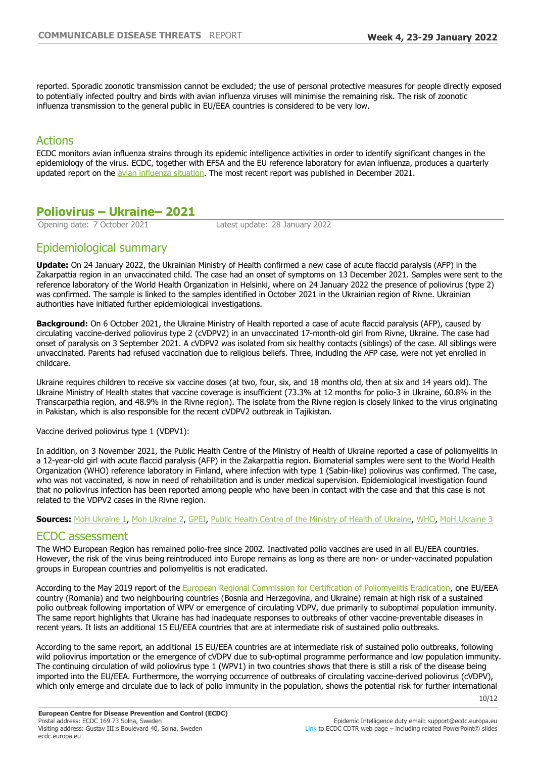reported. Sporadic zoonotic transmission cannot be excluded; the use of personal protective measures for people directly exposed to potentially infected poultry and birds with avian influenza viruses will minimise the remaining risk. The risk of zoonotic influenza transmission to the general public in EU/EEA countries is considered to be very low.

## Actions

ECDC monitors avian influenza strains through its epidemic intelligence activities in order to identify significant changes in the epidemiology of the virus. ECDC, together with EFSA and the EU reference laboratory for avian influenza, produces a quarterly updated report on the avian influenza situation. The most recent report was published in December 2021.

# Poliovirus – Ukraine– 2021

Opening date: 7 October 2021 Latest update: 28 January 2022

## Epidemiological summary

**Update:** On 24 January 2022, the Ukrainian Ministry of Health confirmed a new case of acute flaccid paralysis (AFP) in the Zakarpattia region in an unvaccinated child. The case had an onset of symptoms on 13 December 2021. Samples were sent to the reference laboratory of the World Health Organization in Helsinki, where on 24 January 2022 the presence of poliovirus (type 2) was confirmed. The sample is linked to the samples identified in October 2021 in the Ukrainian region of Rivne. Ukrainian authorities have initiated further epidemiological investigations.

**Background:** On 6 October 2021, the Ukraine Ministry of Health reported a case of acute flaccid paralysis (AFP), caused by circulating vaccine-derived poliovirus type 2 (cVDPV2) in an unvaccinated 17-month-old girl from Rivne, Ukraine. The case had onset of paralysis on 3 September 2021. A cVDPV2 was isolated from six healthy contacts (siblings) of the case. All siblings were unvaccinated. Parents had refused vaccination due to religious beliefs. Three, including the AFP case, were not yet enrolled in childcare.

Ukraine requires children to receive six vaccine doses (at two, four, six, and 18 months old, then at six and 14 years old). The Ukraine Ministry of Health states that vaccine coverage is insufficient (73.3% at 12 months for polio-3 in Ukraine, 60.8% in the Transcarpathia region, and 48.9% in the Rivne region). The isolate from the Rivne region is closely linked to the virus originating in Pakistan, which is also responsible for the recent cVDPV2 outbreak in Tajikistan.

Vaccine derived poliovirus type 1 (VDPV1):

In addition, on 3 November 2021, the Public Health Centre of the Ministry of Health of Ukraine reported a case of poliomyelitis in a 12-year-old girl with acute flaccid paralysis (AFP) in the Zakarpattia region. Biomaterial samples were sent to the World Health Organization (WHO) reference laboratory in Finland, where infection with type 1 (Sabin-like) poliovirus was confirmed. The case, who was not vaccinated, is now in need of rehabilitation and is under medical supervision. Epidemiological investigation found that no poliovirus infection has been reported among people who have been in contact with the case and that this case is not related to the VDPV2 cases in the Rivne region.

**Sources:** MoH Ukraine 1, Moh Ukraine 2, GPEI, Public Health Centre of the Ministry of Health of Ukraine, WHO, MoH Ukraine 3

## ECDC assessment

The WHO European Region has remained polio-free since 2002. Inactivated polio vaccines are used in all EU/EEA countries. However, the risk of the virus being reintroduced into Europe remains as long as there are non- or under-vaccinated population groups in European countries and poliomyelitis is not eradicated.

According to the May 2019 report of the European Regional Commission for Certification of Poliomyelitis Eradication, one EU/EEA country (Romania) and two neighbouring countries (Bosnia and Herzegovina, and Ukraine) remain at high risk of a sustained polio outbreak following importation of WPV or emergence of circulating VDPV, due primarily to suboptimal population immunity. The same report highlights that Ukraine has had inadequate responses to outbreaks of other vaccine-preventable diseases in recent years. It lists an additional 15 EU/EEA countries that are at intermediate risk of sustained polio outbreaks.

According to the same report, an additional 15 EU/EEA countries are at intermediate risk of sustained polio outbreaks, following wild poliovirus importation or the emergence of cVDPV due to sub-optimal programme performance and low population immunity. The continuing circulation of wild poliovirus type 1 (WPV1) in two countries shows that there is still a risk of the disease being imported into the EU/EEA. Furthermore, the worrying occurrence of outbreaks of circulating vaccine-derived poliovirus (cVDPV), which only emerge and circulate due to lack of polio immunity in the population, shows the potential risk for further international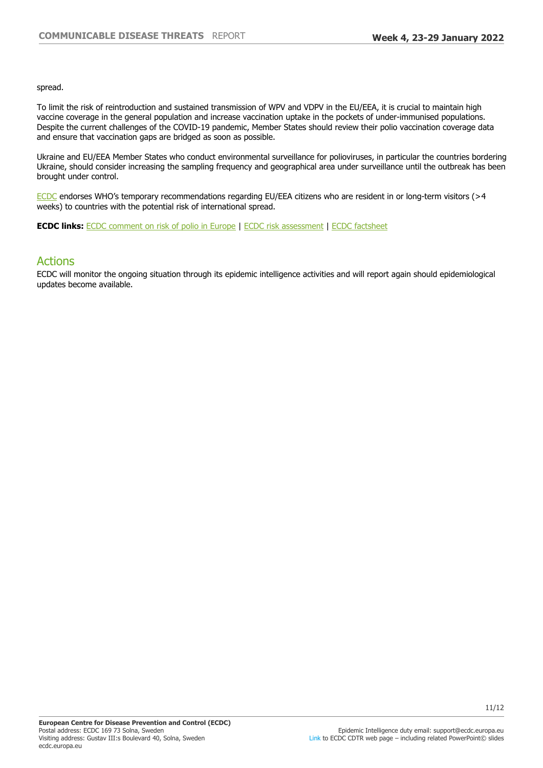spread.

To limit the risk of reintroduction and sustained transmission of WPV and VDPV in the EU/EEA, it is crucial to maintain high vaccine coverage in the general population and increase vaccination uptake in the pockets of under-immunised populations. Despite the current challenges of the COVID-19 pandemic, Member States should review their polio vaccination coverage data and ensure that vaccination gaps are bridged as soon as possible.

Ukraine and EU/EEA Member States who conduct environmental surveillance for polioviruses, in particular the countries bordering Ukraine, should consider increasing the sampling frequency and geographical area under surveillance until the outbreak has been brought under control.

ECDC endorses WHO's temporary recommendations regarding EU/EEA citizens who are resident in or long-term visitors (>4 weeks) to countries with the potential risk of international spread.

**ECDC links:** ECDC comment on risk of polio in Europe | ECDC risk assessment | ECDC factsheet

## Actions

ECDC will monitor the ongoing situation through its epidemic intelligence activities and will report again should epidemiological updates become available.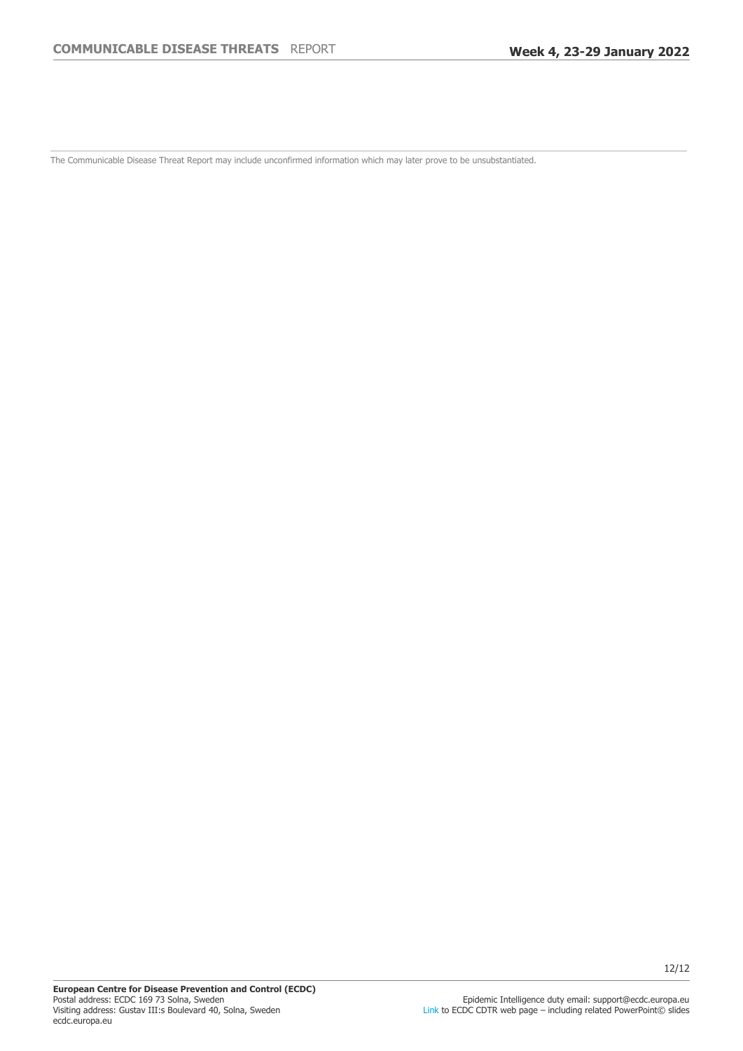The Communicable Disease Threat Report may include unconfirmed information which may later prove to be unsubstantiated.

**European Centre for Disease Prevention and Control (ECDC)**
Postal address: ECDC 169 73 Solna, Sweden
Visiting address: Gustav III:s Boulevard 40, Solna, Sweden
ecdc.europa.eu

Epidemic Intelligence duty email: support@ecdc.europa.eu
Link to ECDC CDTR web page – including related PowerPoint© slides